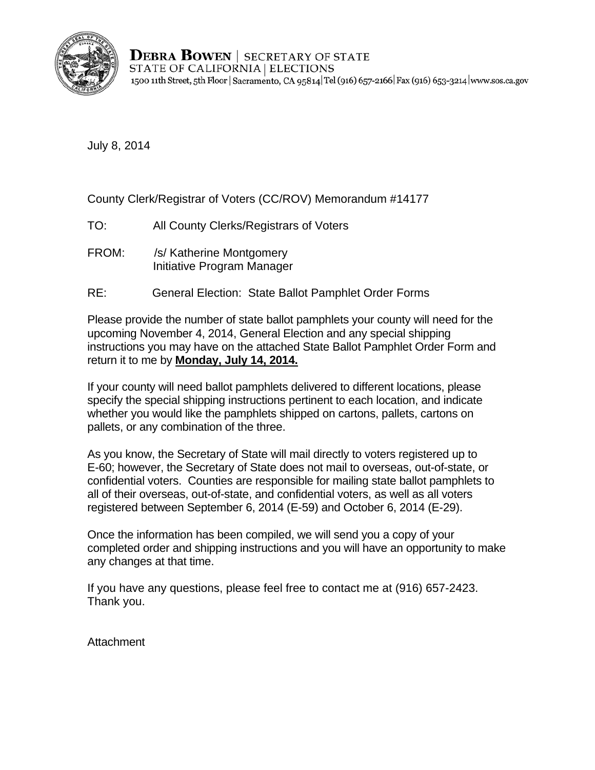**DEBRA BOWEN** | SECRETARY OF STATE
STATE OF CALIFORNIA | ELECTIONS
1500 11th Street, 5th Floor | Sacramento, CA 95814 | Tel (916) 657-2166 | Fax (916) 653-3214 | www.sos.ca.gov

July 8, 2014

County Clerk/Registrar of Voters (CC/ROV) Memorandum #14177

TO: All County Clerks/Registrars of Voters

FROM: /s/ Katherine Montgomery
Initiative Program Manager

RE: General Election: State Ballot Pamphlet Order Forms

Please provide the number of state ballot pamphlets your county will need for the upcoming November 4, 2014, General Election and any special shipping instructions you may have on the attached State Ballot Pamphlet Order Form and return it to me by **Monday, July 14, 2014.**

If your county will need ballot pamphlets delivered to different locations, please specify the special shipping instructions pertinent to each location, and indicate whether you would like the pamphlets shipped on cartons, pallets, cartons on pallets, or any combination of the three.

As you know, the Secretary of State will mail directly to voters registered up to E-60; however, the Secretary of State does not mail to overseas, out-of-state, or confidential voters. Counties are responsible for mailing state ballot pamphlets to all of their overseas, out-of-state, and confidential voters, as well as all voters registered between September 6, 2014 (E-59) and October 6, 2014 (E-29).

Once the information has been compiled, we will send you a copy of your completed order and shipping instructions and you will have an opportunity to make any changes at that time.

If you have any questions, please feel free to contact me at (916) 657-2423. Thank you.

Attachment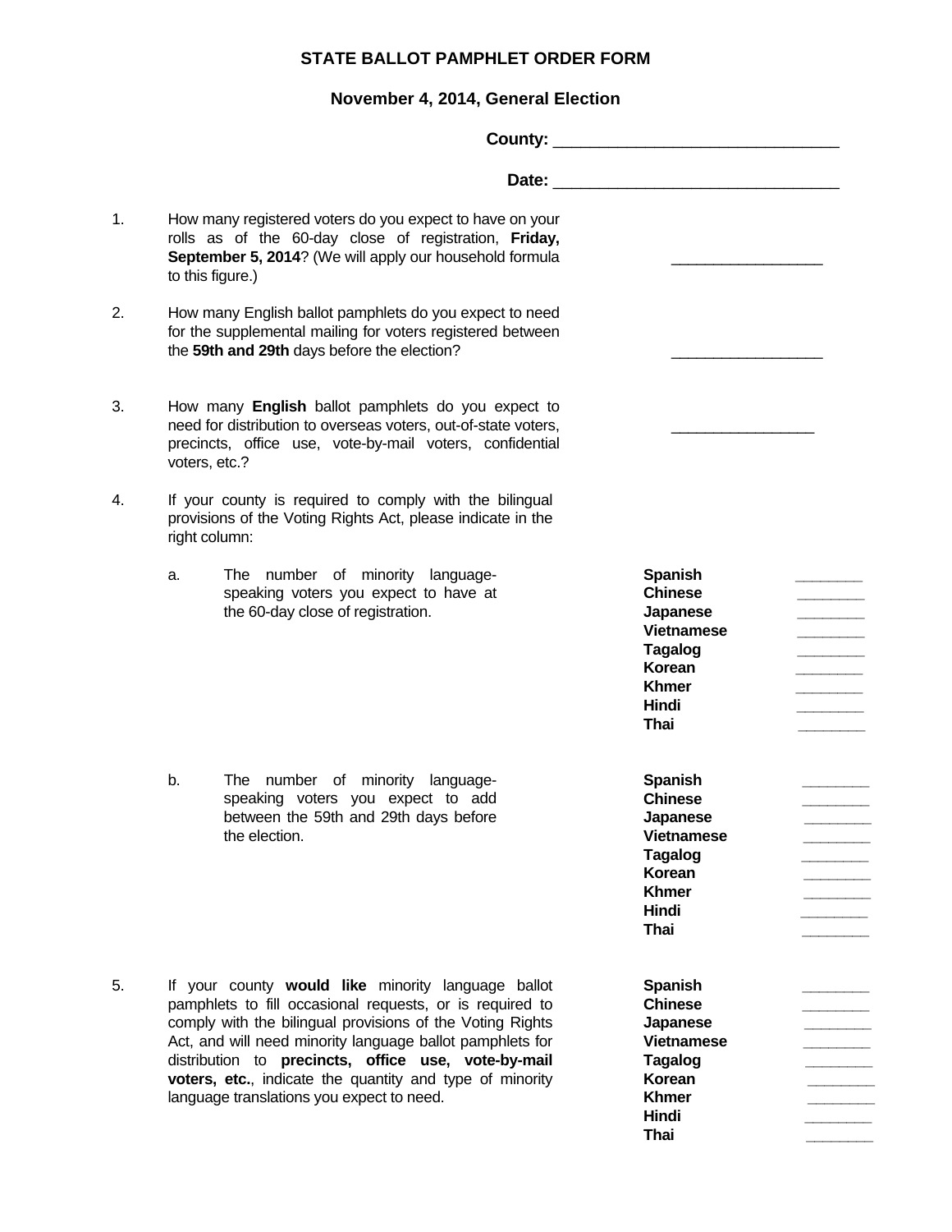# STATE BALLOT PAMPHLET ORDER FORM

## November 4, 2014, General Election

**County:** ______________________________

**Date:** ______________________________

1. How many registered voters do you expect to have on your rolls as of the 60-day close of registration, **Friday, September 5, 2014**? (We will apply our household formula to this figure.) ________________

2. How many English ballot pamphlets do you expect to need for the supplemental mailing for voters registered between the **59th and 29th** days before the election? ________________

3. How many **English** ballot pamphlets do you expect to need for distribution to overseas voters, out-of-state voters, precincts, office use, vote-by-mail voters, confidential voters, etc.? ________________

4. If your county is required to comply with the bilingual provisions of the Voting Rights Act, please indicate in the right column:

   a. The number of minority language-speaking voters you expect to have at the 60-day close of registration.

   | Language | Number |
   |---|---|
   | **Spanish** | ________ |
   | **Chinese** | ________ |
   | **Japanese** | ________ |
   | **Vietnamese** | ________ |
   | **Tagalog** | ________ |
   | **Korean** | ________ |
   | **Khmer** | ________ |
   | **Hindi** | ________ |
   | **Thai** | ________ |

   b. The number of minority language-speaking voters you expect to add between the 59th and 29th days before the election.

   | Language | Number |
   |---|---|
   | **Spanish** | ________ |
   | **Chinese** | ________ |
   | **Japanese** | ________ |
   | **Vietnamese** | ________ |
   | **Tagalog** | ________ |
   | **Korean** | ________ |
   | **Khmer** | ________ |
   | **Hindi** | ________ |
   | **Thai** | ________ |

5. If your county **would like** minority language ballot pamphlets to fill occasional requests, or is required to comply with the bilingual provisions of the Voting Rights Act, and will need minority language ballot pamphlets for distribution to **precincts, office use, vote-by-mail voters, etc.**, indicate the quantity and type of minority language translations you expect to need.

   | Language | Number |
   |---|---|
   | **Spanish** | ________ |
   | **Chinese** | ________ |
   | **Japanese** | ________ |
   | **Vietnamese** | ________ |
   | **Tagalog** | ________ |
   | **Korean** | ________ |
   | **Khmer** | ________ |
   | **Hindi** | ________ |
   | **Thai** | ________ |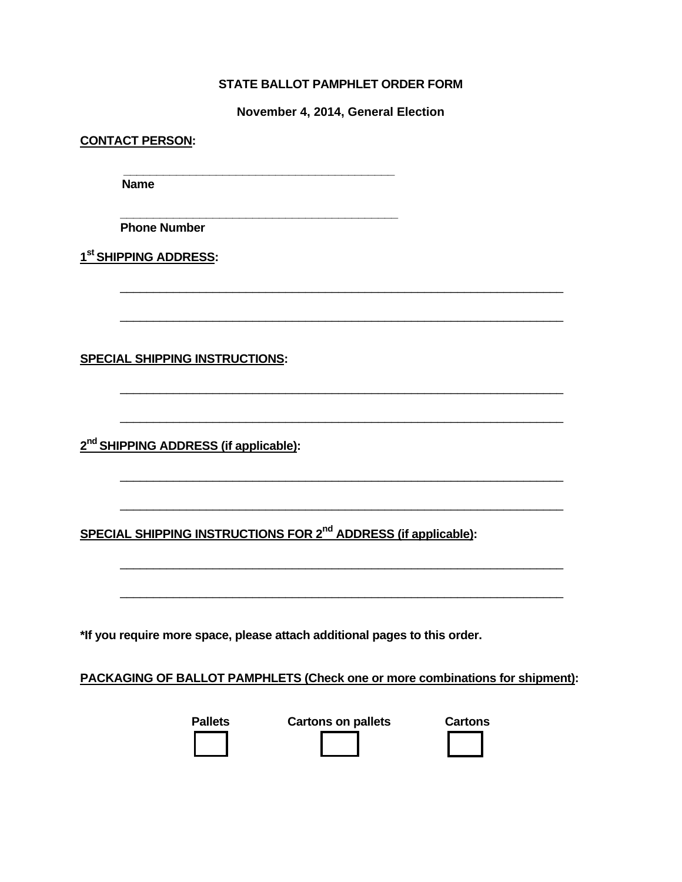**STATE BALLOT PAMPHLET ORDER FORM**

**November 4, 2014, General Election**

**CONTACT PERSON:**

\_\_\_\_\_\_\_\_\_\_\_\_\_\_\_\_\_\_\_\_\_\_\_\_\_\_\_\_\_\_\_\_\_\_\_\_\_\_\_\_\_\_
**Name**

\_\_\_\_\_\_\_\_\_\_\_\_\_\_\_\_\_\_\_\_\_\_\_\_\_\_\_\_\_\_\_\_\_\_\_\_\_\_\_\_\_\_
**Phone Number**

**1st SHIPPING ADDRESS:**

\_\_\_\_\_\_\_\_\_\_\_\_\_\_\_\_\_\_\_\_\_\_\_\_\_\_\_\_\_\_\_\_\_\_\_\_\_\_\_\_\_\_\_\_\_\_\_\_\_\_\_\_\_\_\_\_\_\_\_\_\_\_\_\_

\_\_\_\_\_\_\_\_\_\_\_\_\_\_\_\_\_\_\_\_\_\_\_\_\_\_\_\_\_\_\_\_\_\_\_\_\_\_\_\_\_\_\_\_\_\_\_\_\_\_\_\_\_\_\_\_\_\_\_\_\_\_\_\_

**SPECIAL SHIPPING INSTRUCTIONS:**

\_\_\_\_\_\_\_\_\_\_\_\_\_\_\_\_\_\_\_\_\_\_\_\_\_\_\_\_\_\_\_\_\_\_\_\_\_\_\_\_\_\_\_\_\_\_\_\_\_\_\_\_\_\_\_\_\_\_\_\_\_\_\_\_

\_\_\_\_\_\_\_\_\_\_\_\_\_\_\_\_\_\_\_\_\_\_\_\_\_\_\_\_\_\_\_\_\_\_\_\_\_\_\_\_\_\_\_\_\_\_\_\_\_\_\_\_\_\_\_\_\_\_\_\_\_\_\_\_

**2nd SHIPPING ADDRESS (if applicable):**

\_\_\_\_\_\_\_\_\_\_\_\_\_\_\_\_\_\_\_\_\_\_\_\_\_\_\_\_\_\_\_\_\_\_\_\_\_\_\_\_\_\_\_\_\_\_\_\_\_\_\_\_\_\_\_\_\_\_\_\_\_\_\_\_

\_\_\_\_\_\_\_\_\_\_\_\_\_\_\_\_\_\_\_\_\_\_\_\_\_\_\_\_\_\_\_\_\_\_\_\_\_\_\_\_\_\_\_\_\_\_\_\_\_\_\_\_\_\_\_\_\_\_\_\_\_\_\_\_

**SPECIAL SHIPPING INSTRUCTIONS FOR 2nd ADDRESS (if applicable):**

\_\_\_\_\_\_\_\_\_\_\_\_\_\_\_\_\_\_\_\_\_\_\_\_\_\_\_\_\_\_\_\_\_\_\_\_\_\_\_\_\_\_\_\_\_\_\_\_\_\_\_\_\_\_\_\_\_\_\_\_\_\_\_\_

\_\_\_\_\_\_\_\_\_\_\_\_\_\_\_\_\_\_\_\_\_\_\_\_\_\_\_\_\_\_\_\_\_\_\_\_\_\_\_\_\_\_\_\_\_\_\_\_\_\_\_\_\_\_\_\_\_\_\_\_\_\_\_\_

**\*If you require more space, please attach additional pages to this order.**

**PACKAGING OF BALLOT PAMPHLETS (Check one or more combinations for shipment):**

☐ **Pallets**  ☐ **Cartons on pallets**  ☐ **Cartons**